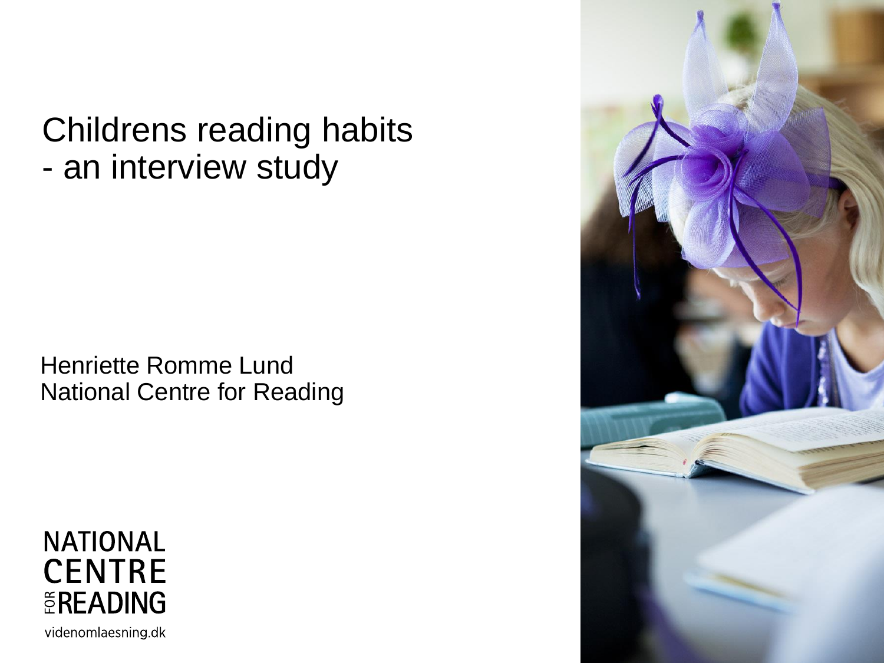# Childrens reading habits
# - an interview study

Henriette Romme Lund
National Centre for Reading

NATIONAL CENTRE FOR READING

videnomlaesning.dk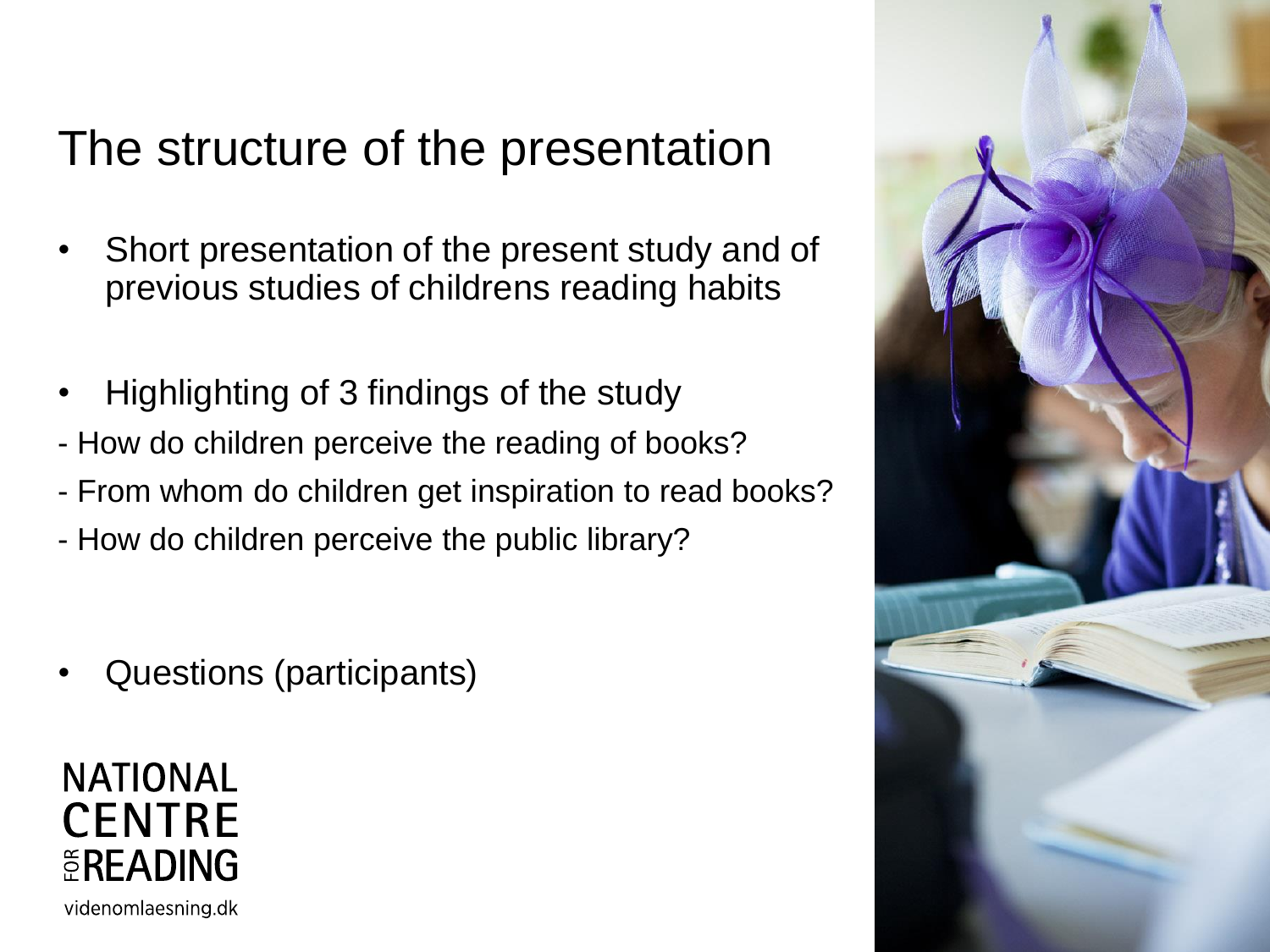# The structure of the presentation

- Short presentation of the present study and of previous studies of childrens reading habits

- Highlighting of 3 findings of the study

- How do children perceive the reading of books?
- From whom do children get inspiration to read books?
- How do children perceive the public library?

- Questions (participants)

NATIONAL CENTRE FOR READING

videnomlaesning.dk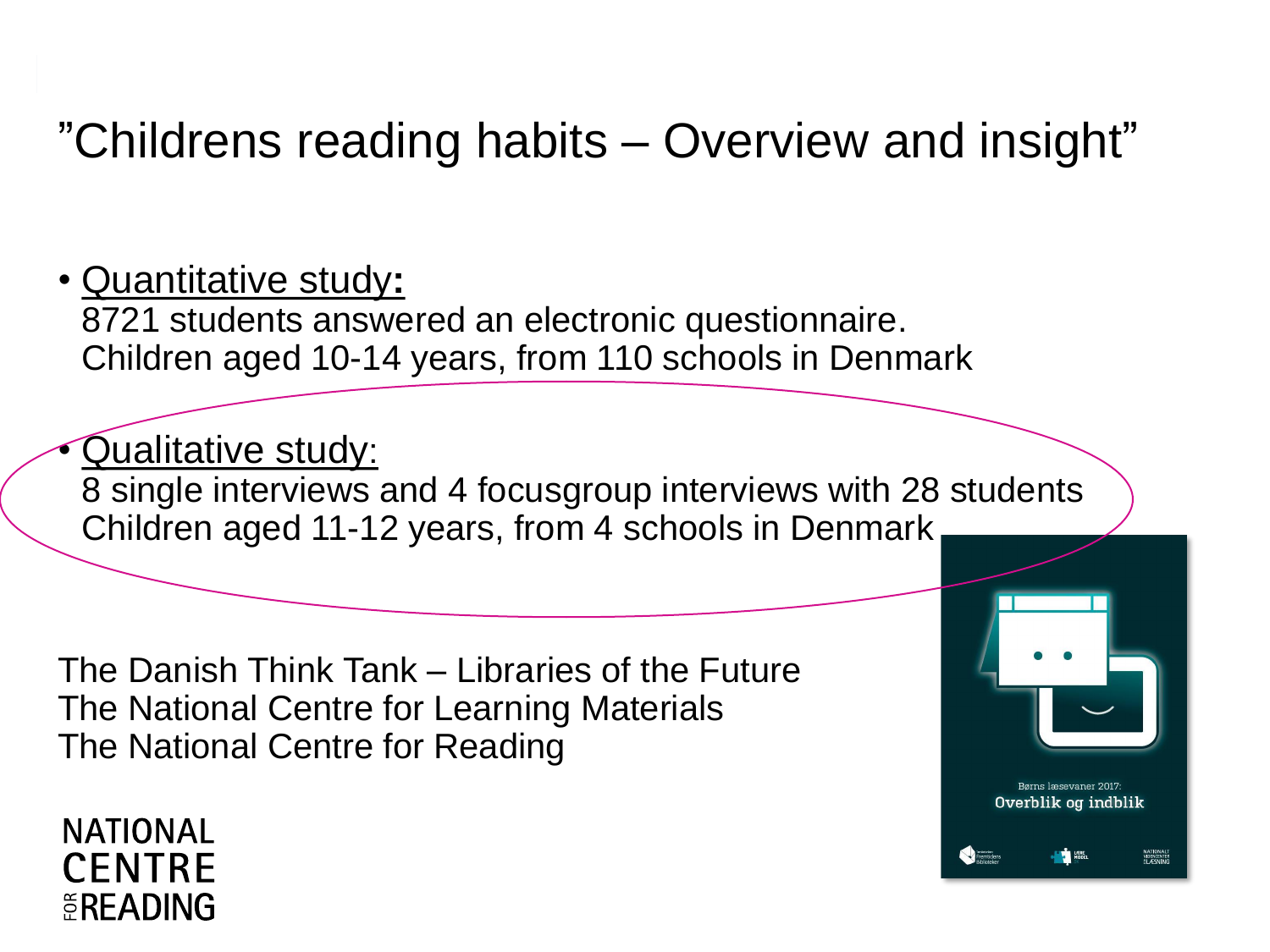# ”Childrens reading habits – Overview and insight”

- <u>Quantitative study</u>**:**
  8721 students answered an electronic questionnaire.
  Children aged 10-14 years, from 110 schools in Denmark

- <u>Qualitative study</u>:
  8 single interviews and 4 focusgroup interviews with 28 students
  Children aged 11-12 years, from 4 schools in Denmark

The Danish Think Tank – Libraries of the Future
The National Centre for Learning Materials
The National Centre for Reading

NATIONAL CENTRE FOR READING

Børns læsevaner 2017:
**Overblik og indblik**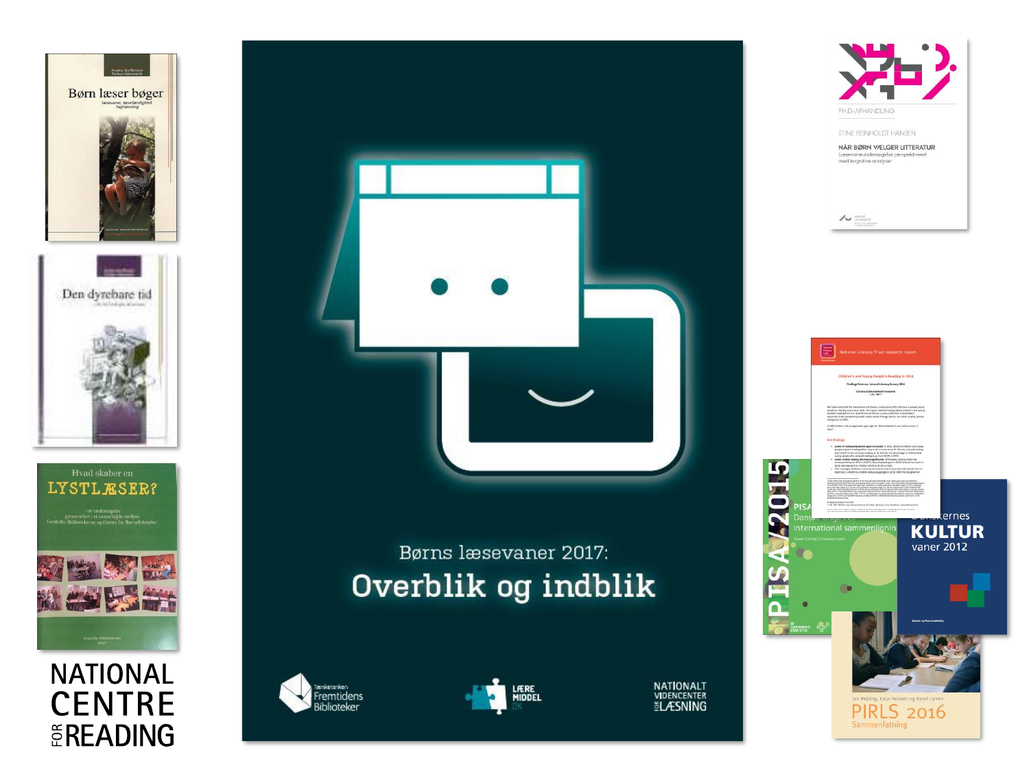Børn læser bøger

Den dyrebare tid

Hvad skaber en LYSTLÆSER?

NATIONAL CENTRE FOR READING

Børns læsevaner 2017:

# Overblik og indblik

Tænketanken Fremtidens Biblioteker

LÆREMIDDEL.DK

NATIONALT VIDENCENTER FOR LÆSNING

PH.D.-AFHANDLING

STINE REINHOLDT HANSEN

NÅR BØRN VÆLGER LITTERATUR

Læsevaneundersøgelse perspektiveret med kognitive analyser

National Literacy Trust research report

Children's and Young People's Reading in 2016

PISA 2015

KULTUR vaner 2012

PIRLS 2016 Sammenfatning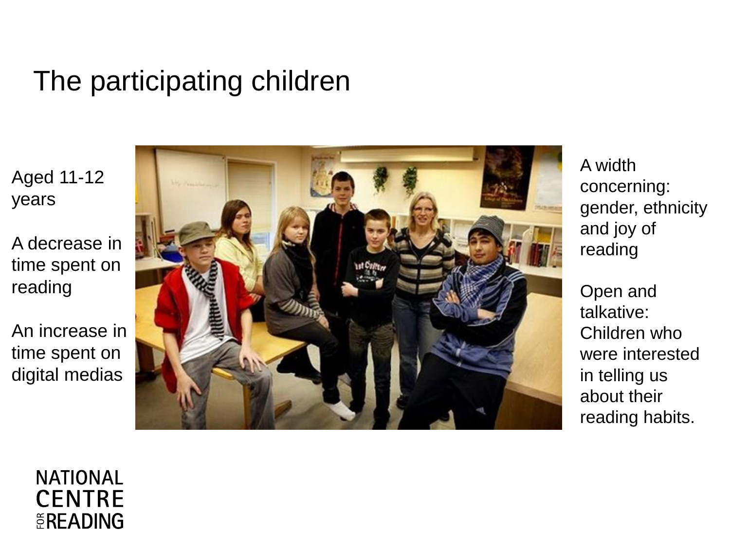# The participating children

Aged 11-12 years

A decrease in time spent on reading

An increase in time spent on digital medias

A width concerning: gender, ethnicity and joy of reading

Open and talkative: Children who were interested in telling us about their reading habits.

NATIONAL CENTRE FOR READING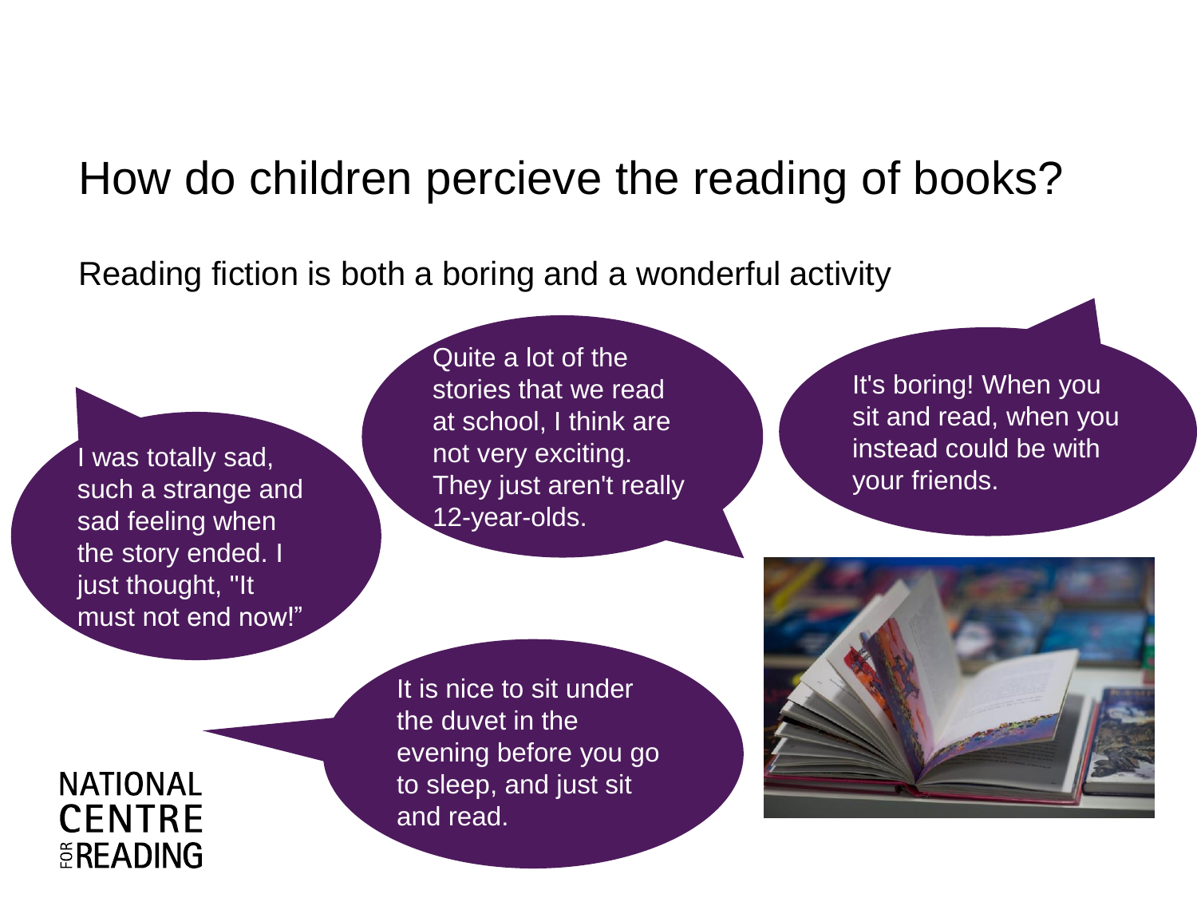# How do children percieve the reading of books?

Reading fiction is both a boring and a wonderful activity

I was totally sad, such a strange and sad feeling when the story ended. I just thought, "It must not end now!"

Quite a lot of the stories that we read at school, I think are not very exciting. They just aren't really 12-year-olds.

It's boring! When you sit and read, when you instead could be with your friends.

It is nice to sit under the duvet in the evening before you go to sleep, and just sit and read.

NATIONAL CENTRE FOR READING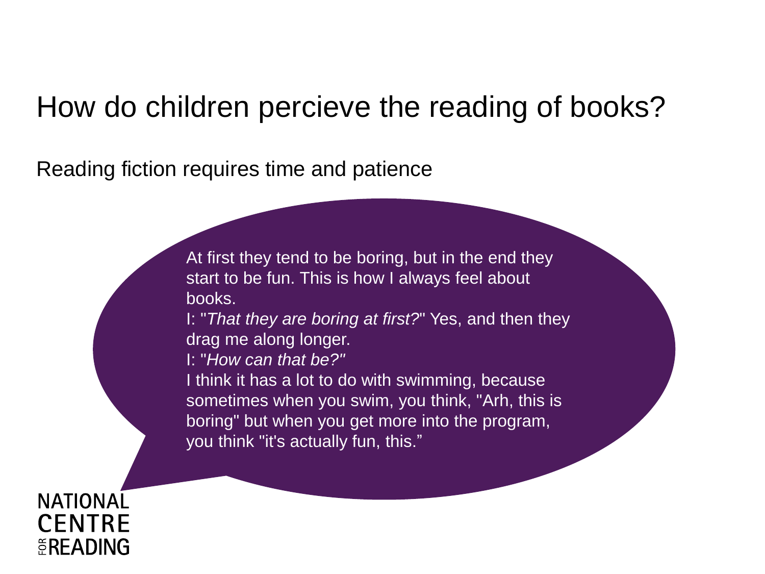# How do children percieve the reading of books?

Reading fiction requires time and patience

At first they tend to be boring, but in the end they start to be fun. This is how I always feel about books.
I: "*That they are boring at first?*" Yes, and then they drag me along longer.
I: "*How can that be?"*
I think it has a lot to do with swimming, because sometimes when you swim, you think, "Arh, this is boring" but when you get more into the program, you think "it's actually fun, this.”

NATIONAL CENTRE FOR READING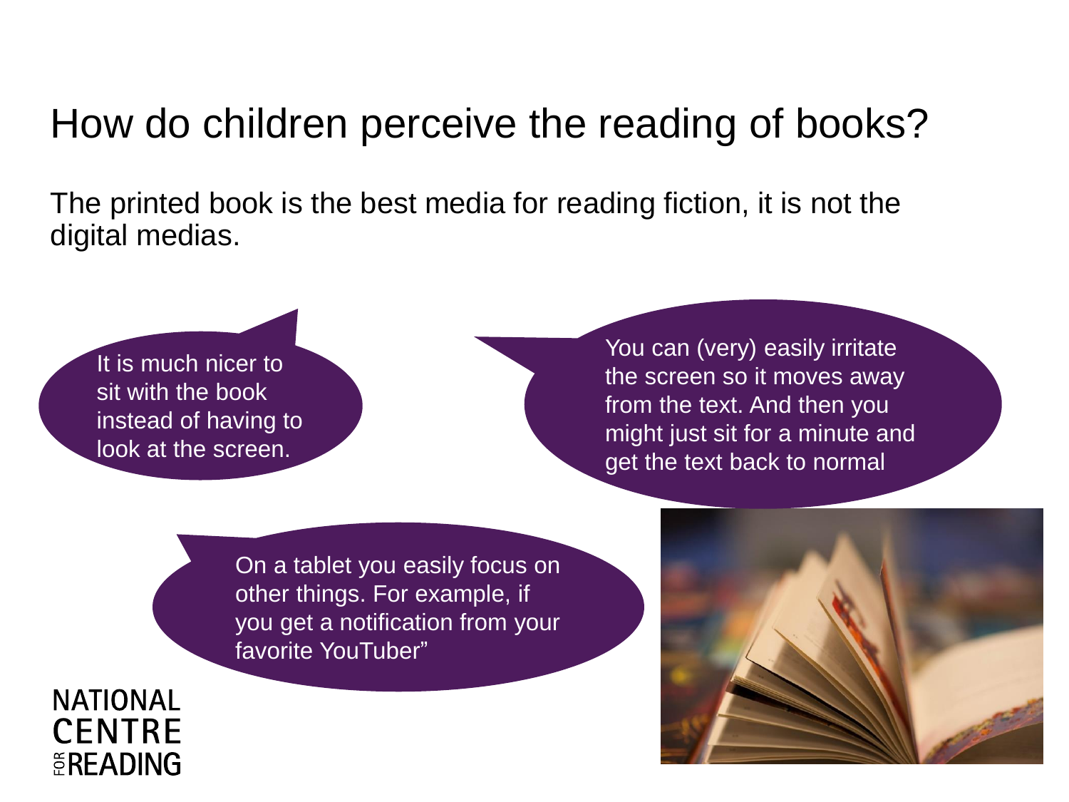# How do children perceive the reading of books?

The printed book is the best media for reading fiction, it is not the digital medias.

It is much nicer to sit with the book instead of having to look at the screen.

You can (very) easily irritate the screen so it moves away from the text. And then you might just sit for a minute and get the text back to normal

On a tablet you easily focus on other things. For example, if you get a notification from your favorite YouTuber"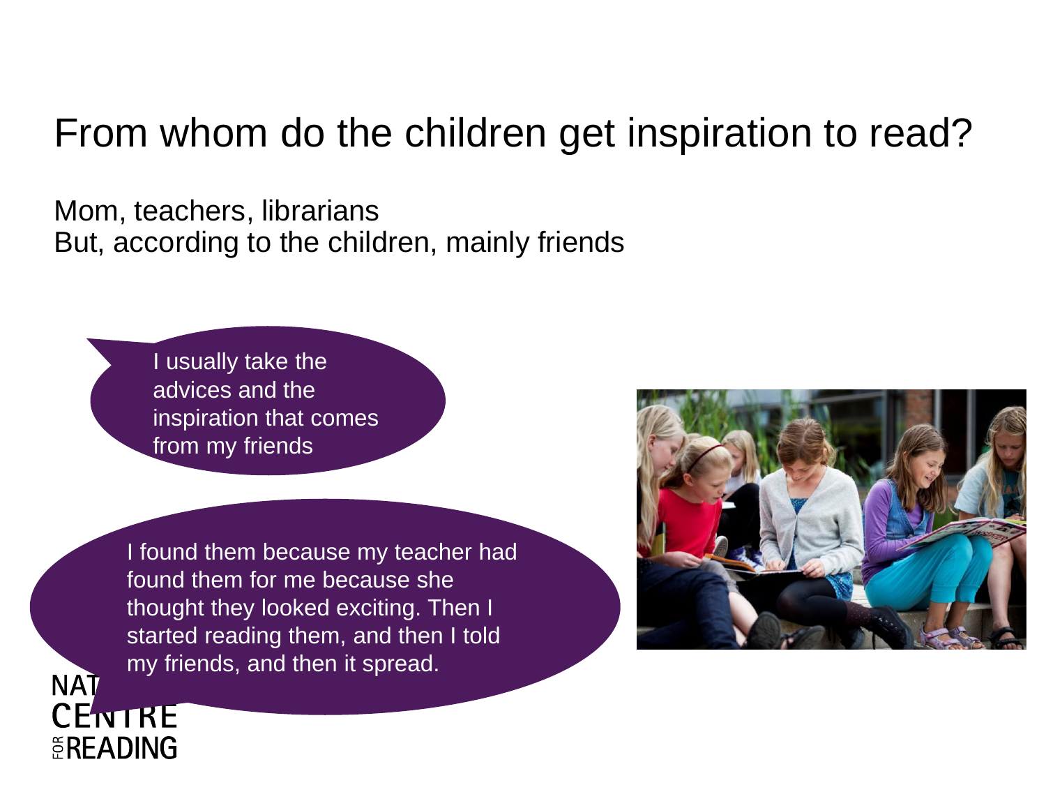# From whom do the children get inspiration to read?

Mom, teachers, librarians
But, according to the children, mainly friends

> I usually take the advices and the inspiration that comes from my friends

> I found them because my teacher had found them for me because she thought they looked exciting. Then I started reading them, and then I told my friends, and then it spread.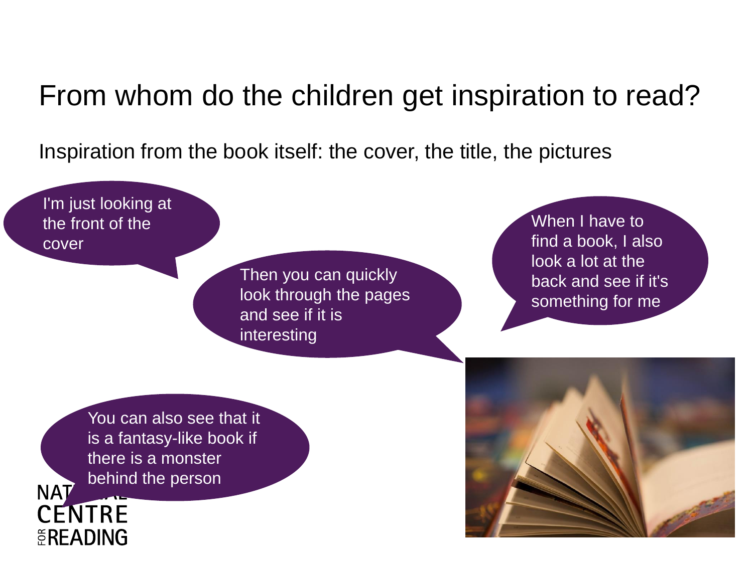# From whom do the children get inspiration to read?

Inspiration from the book itself: the cover, the title, the pictures

I'm just looking at the front of the cover

Then you can quickly look through the pages and see if it is interesting

When I have to find a book, I also look a lot at the back and see if it's something for me

You can also see that it is a fantasy-like book if there is a monster behind the person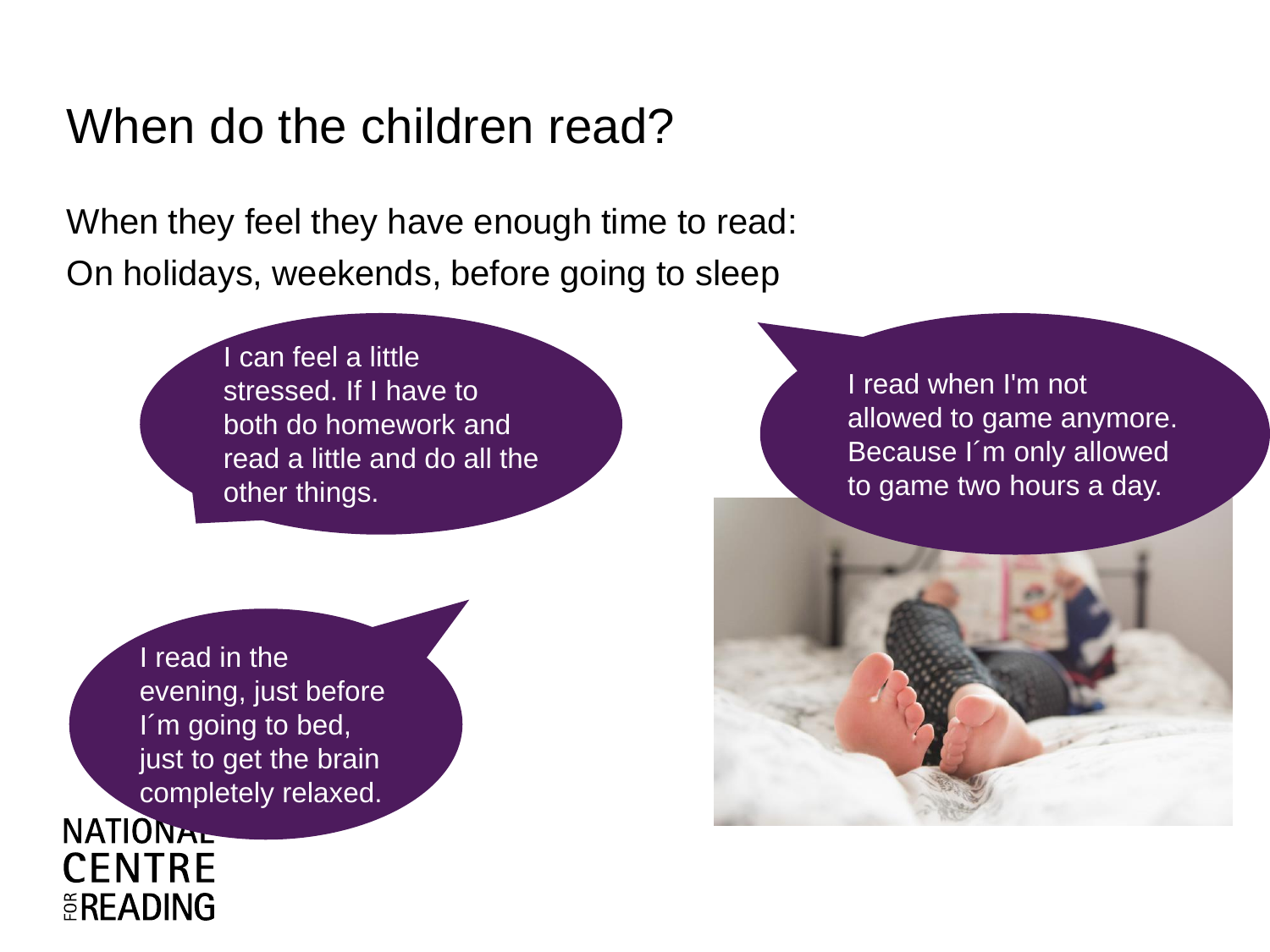# When do the children read?

When they feel they have enough time to read:

On holidays, weekends, before going to sleep

I can feel a little stressed. If I have to both do homework and read a little and do all the other things.

I read when I'm not allowed to game anymore. Because I´m only allowed to game two hours a day.

I read in the evening, just before I´m going to bed, just to get the brain completely relaxed.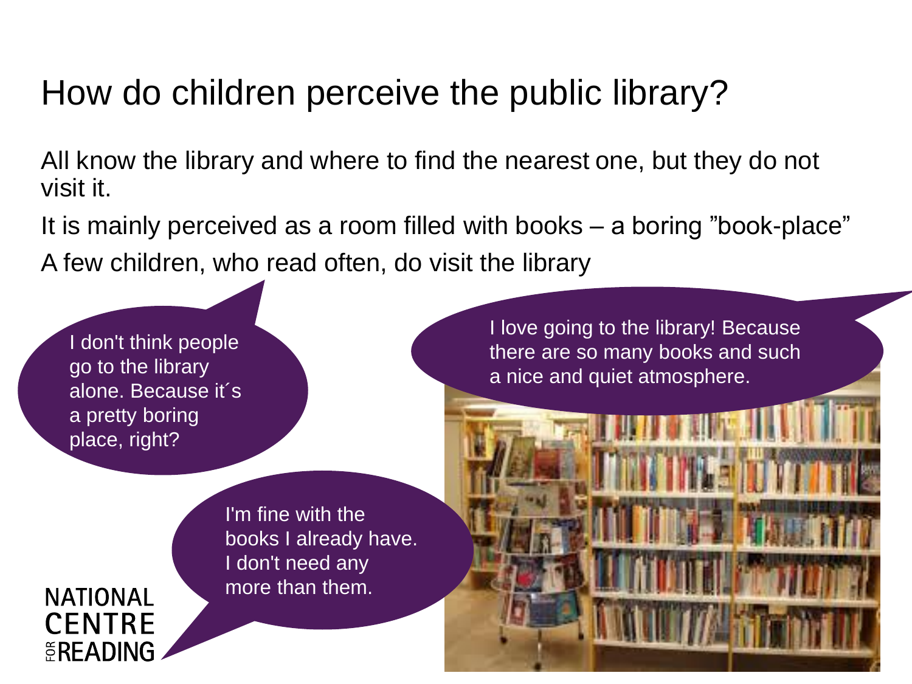# How do children perceive the public library?

All know the library and where to find the nearest one, but they do not visit it.

It is mainly perceived as a room filled with books – a boring ”book-place”

A few children, who read often, do visit the library

I don't think people go to the library alone. Because it´s a pretty boring place, right?

I love going to the library! Because there are so many books and such a nice and quiet atmosphere.

I'm fine with the books I already have. I don't need any more than them.

NATIONAL CENTRE FOR READING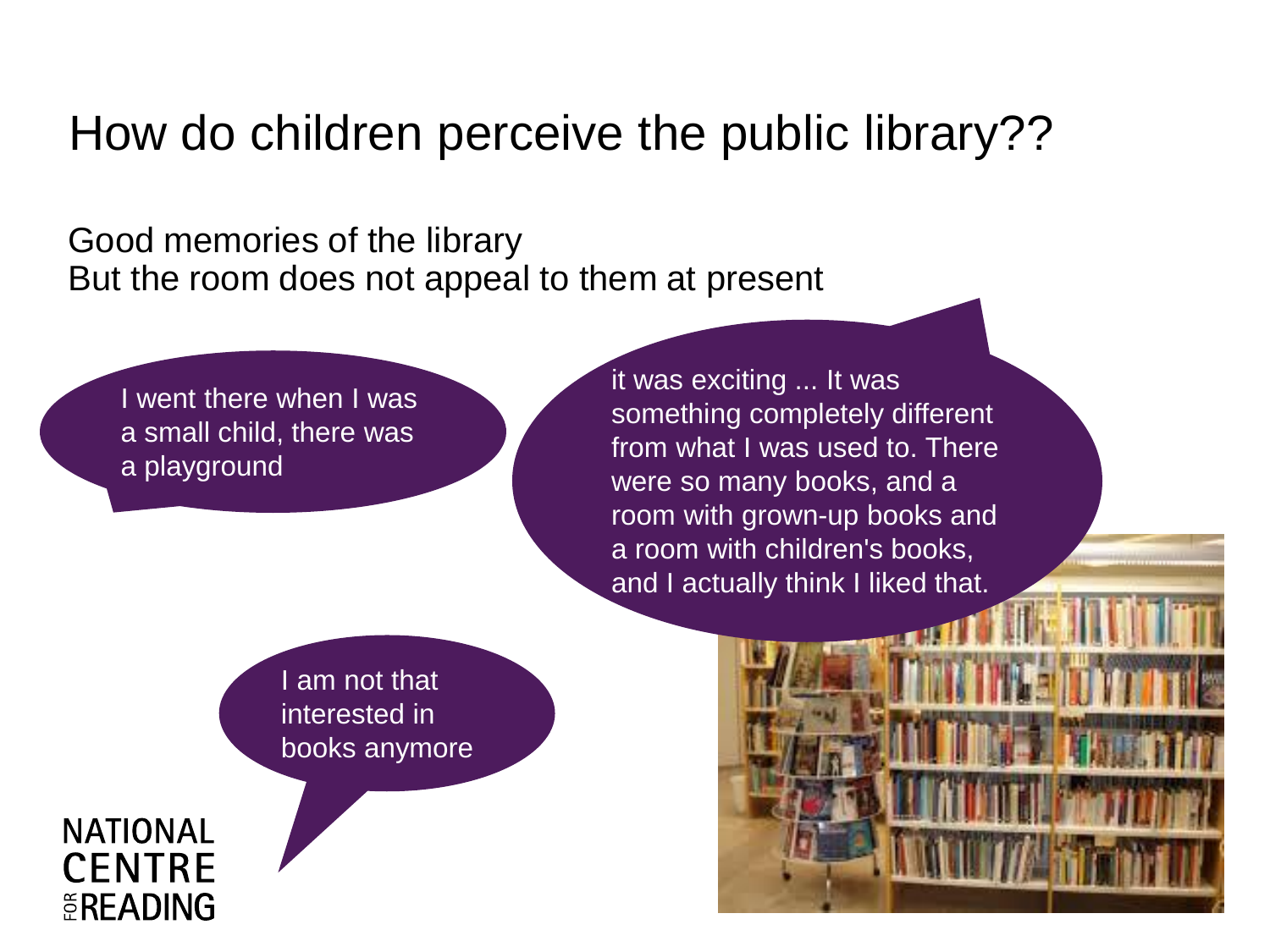# How do children perceive the public library??

Good memories of the library
But the room does not appeal to them at present

I went there when I was a small child, there was a playground

it was exciting ... It was something completely different from what I was used to. There were so many books, and a room with grown-up books and a room with children's books, and I actually think I liked that.

I am not that interested in books anymore

NATIONAL CENTRE FOR READING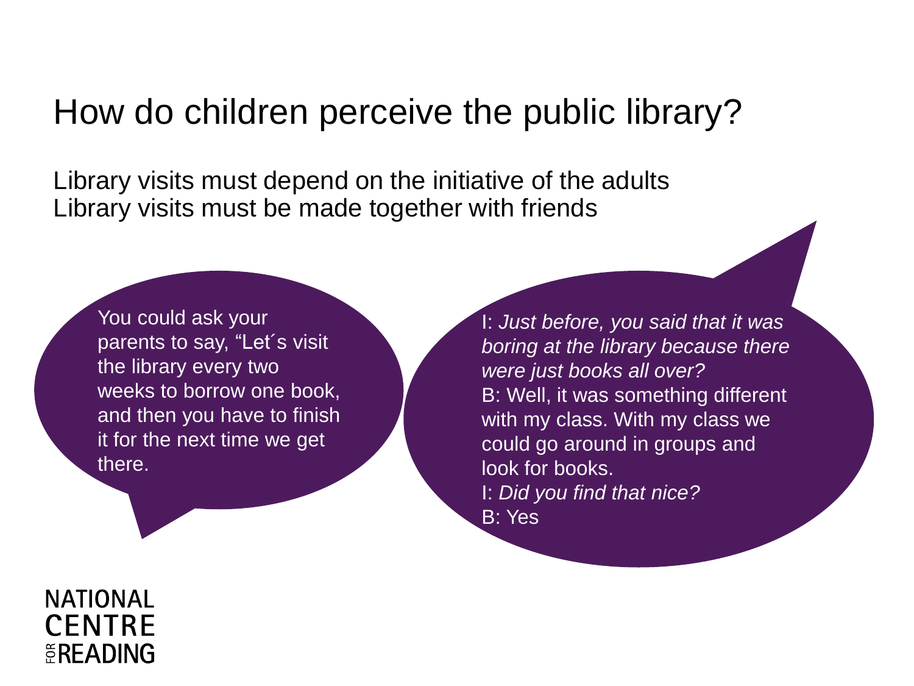# How do children perceive the public library?

Library visits must depend on the initiative of the adults
Library visits must be made together with friends

You could ask your parents to say, “Let´s visit the library every two weeks to borrow one book, and then you have to finish it for the next time we get there.

I: *Just before, you said that it was boring at the library because there were just books all over?*
B: Well, it was something different with my class. With my class we could go around in groups and look for books.
I: *Did you find that nice?*
B: Yes

NATIONAL CENTRE FOR READING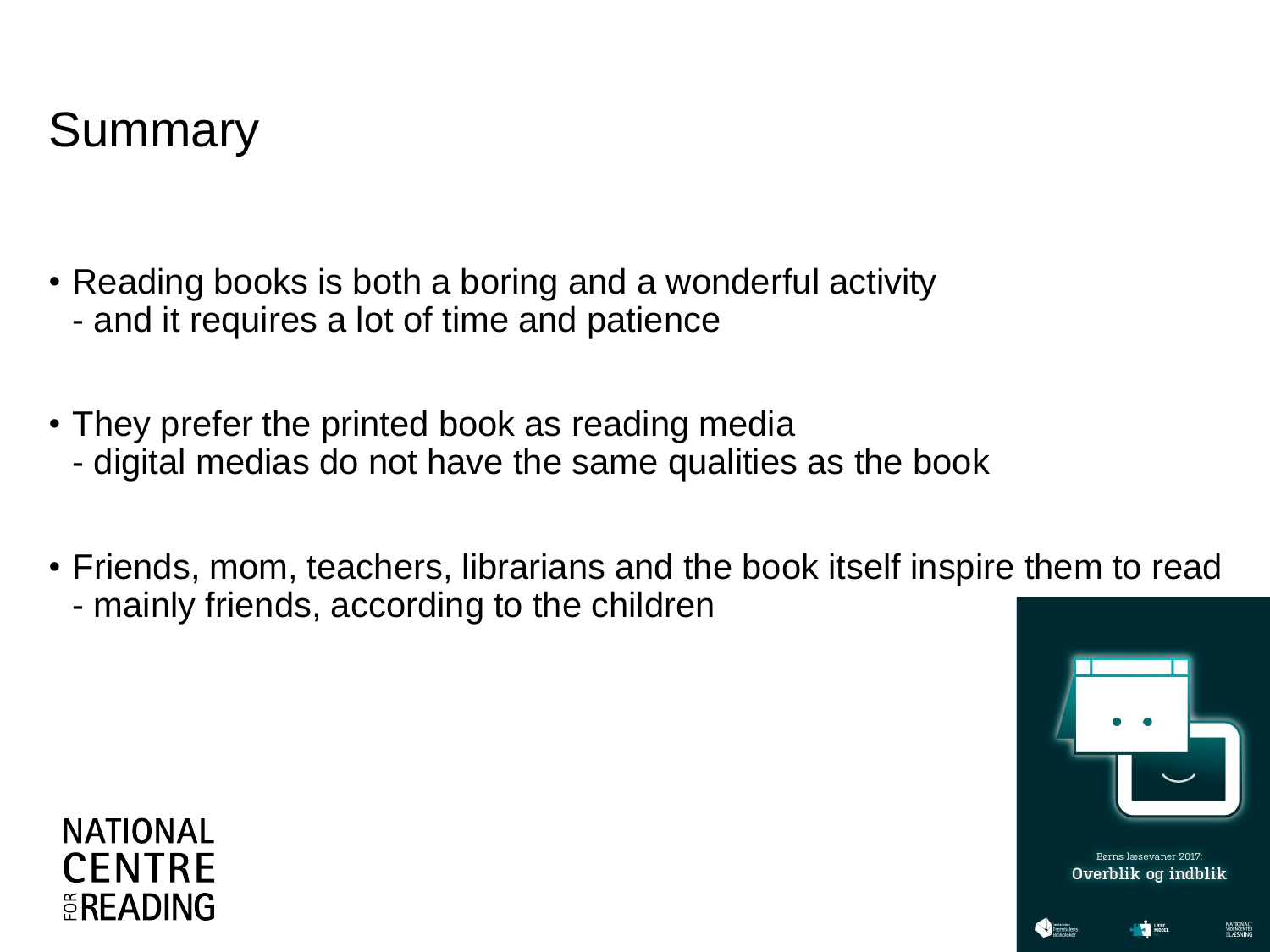# Summary

- Reading books is both a boring and a wonderful activity
  - and it requires a lot of time and patience
- They prefer the printed book as reading media
  - digital medias do not have the same qualities as the book
- Friends, mom, teachers, librarians and the book itself inspire them to read
  - mainly friends, according to the children

NATIONAL CENTRE FOR READING

Børns læsevaner 2017:
Overblik og indblik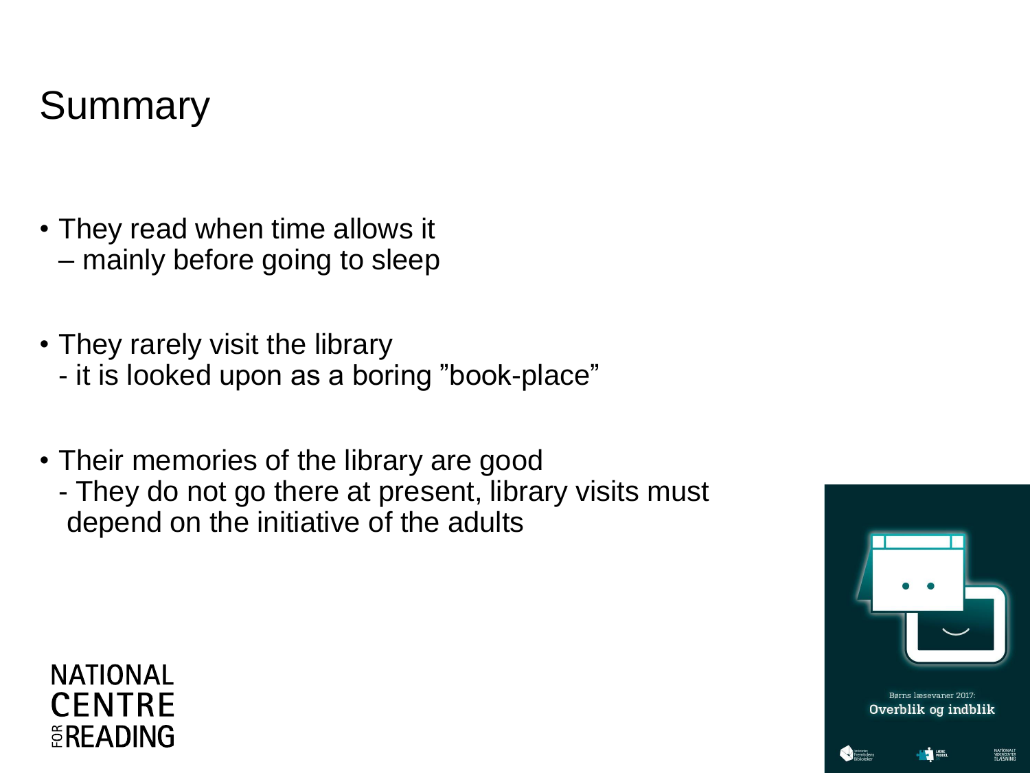# Summary

- They read when time allows it
  – mainly before going to sleep

- They rarely visit the library
  - it is looked upon as a boring "book-place"

- Their memories of the library are good
  - They do not go there at present, library visits must depend on the initiative of the adults

NATIONAL CENTRE FOR READING

Børns læsevaner 2017:
Overblik og indblik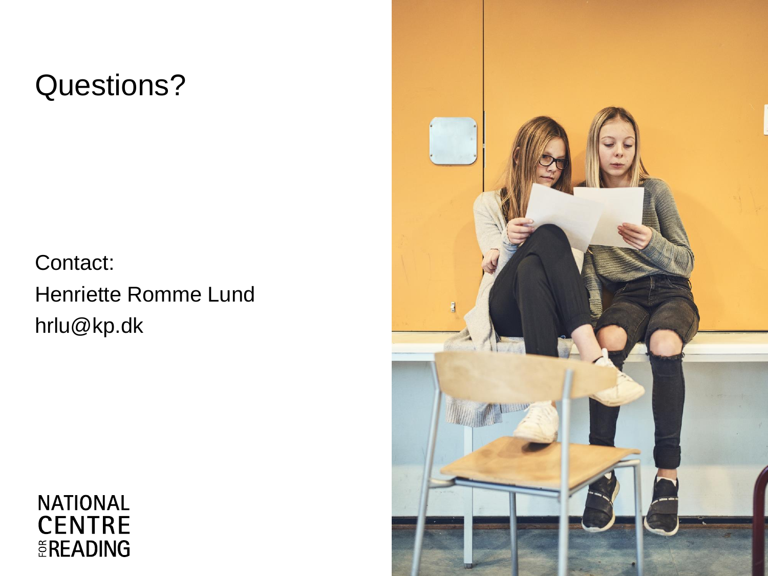# Questions?

Contact:
Henriette Romme Lund
hrlu@kp.dk

NATIONAL CENTRE FOR READING